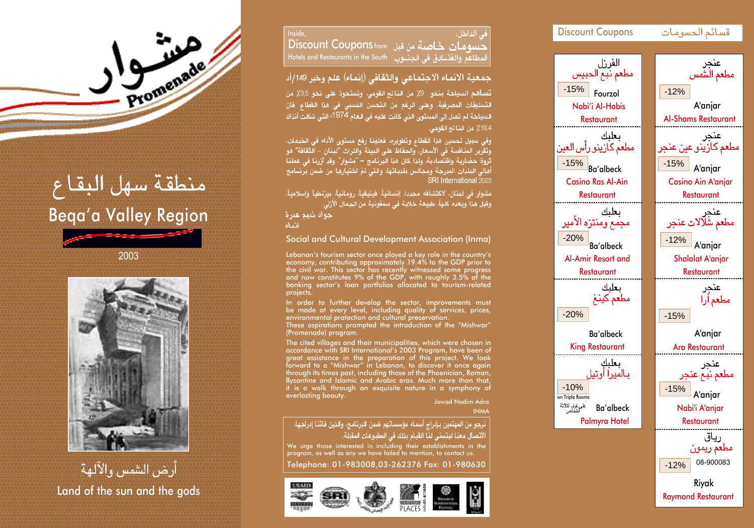# مشـوار Promenade

## منطقة سهل البقاع
## Beqa'a Valley Region

2003

أرض الشمس والآلهة
Land of the sun and the gods

---

في الداخل،
**حسومات خاصة** من قبل
المطاعم والفنادق في الجنوب

Inside,
**Discount Coupons** from
Hotels and Restaurants in the South

### جمعية الانماء الاجتماعي والثقافي (إنماء) علم وخبر 149/أد

تساهم السياحة بنحو 9٪ من الناتج القومي، وتستحوذ على نحو 3,5٪ من التسليفات المصرفية. وعلى الرغم من التحسن النسبي في هذا القطاع فان السياحة لم تصل إلى المستوى الذي كانت عليه في العام 1974، التي شكلت آنذاك 19,4٪ من الناتج القومي.

وفي سبيل تحسين هذا القطاع وتطويره، فعلينا رفع مستوى الأداء في الخدمات، وتقرير المنافسة في الأسعار، والحفاظ على البيئة والتراث. "لبنان – الثقافة" هو ثروة حضارية واقتصادية، ولذا كان هذا البرنامج – "مشوار". وقد أزرنا في عملنا أهالي البلدات المدرجة ومجالس بلدياتها، والتي تم اختيارها من ضمن برنامج SRI International 2003

مشوار في لبنان، لاكتشافه مجدداً، إنسانياً، فينيقياً، رومانياً، بيزنطياً وإسلامياً، وقبل هذا وبعده كلياً، طبيعة خلابة في سمفونية من الجمال الأزلي.

جواد نديم عدرة
انماء

### Social and Cultural Development Association (Inma)

Lebanon's tourism sector once played a key role in the country's economy, contributing approximately 19.4% to the GDP prior to the civil war. This sector has recently witnessed some progress and now constitutes 9% of the GDP, with roughly 3.5% of the banking sector's loan portfolios allocated to tourism-related projects.

In order to further develop the sector, improvements must be made at every level, including quality of services, prices, environmental protection and cultural preservation.
These aspirations prompted the introduction of the "Mishwar" (Promenade) program.

The cited villages and their municipalities, which were chosen in accordance with SRI International's 2003 Program, have been of great assistance in the preparation of this project. We look forward to a "Mishwar" in Lebanon, to discover it once again through its times past, including those of the Phoenician, Roman, Byzantine and Islamic and Arabic eras. Much more than that, it is a walk through an exquisite nature in a symphony of everlasting beauty.

Jawad Nadim Adra
INMA

نرجو من المهتمين بإدراج أسماء مؤسساتهم ضمن البرنامج، والذين فاتنا إدراجها، الاتصال معنا ليتسنى لنا القيام بذلك في المطبوعات المقبلة.

We urge those interested in including their establishments in the program, as well as any we have failed to mention, to contact us.

Telephone: 01-983008,03-262376 Fax: 01-980630

USAID · SRI · TRAINING PLACES · info 01-611600

---

## Discount Coupons قسائم الحسومات

| Discount | Location | Establishment |
|---|---|---|
| -15% | الفرزل Fourzol | مطعم نبع الحبيس Nabi'i Al-Habis Restaurant |
| -15% | بعلبك Ba'albeck | مطعم كازينو رأس العين Casino Ras Al-Ain Restaurant |
| -20% | بعلبك Ba'albeck | مجمع ومنتزه الأمير Al-Amir Resort and Restaurant |
| -20% | بعلبك Ba'albeck | مطعم كينغ King Restaurant |
| -10% on Triple Rooms (على غرف للثلاثة أشخاص) | بعلبك Ba'albeck | بالميرا أوتيل Palmyra Hotel |
| -12% | عنجر A'anjar | مطعم الشمس Al-Shams Restaurant |
| -15% | عنجر A'anjar | مطعم كازينو عين عنجر Casino Ain A'anjar Restaurant |
| -12% | عنجر A'anjar | مطعم شلالات عنجر Shalalat A'anjar Restaurant |
| -15% | عنجر A'anjar | مطعم آرا Ara Restaurant |
| -15% | عنجر A'anjar | مطعم نبع عنجر Nabi'i A'anjar Restaurant |
| -12% (08-900083) | رياق Riyak | مطعم ريمون Raymond Restaurant |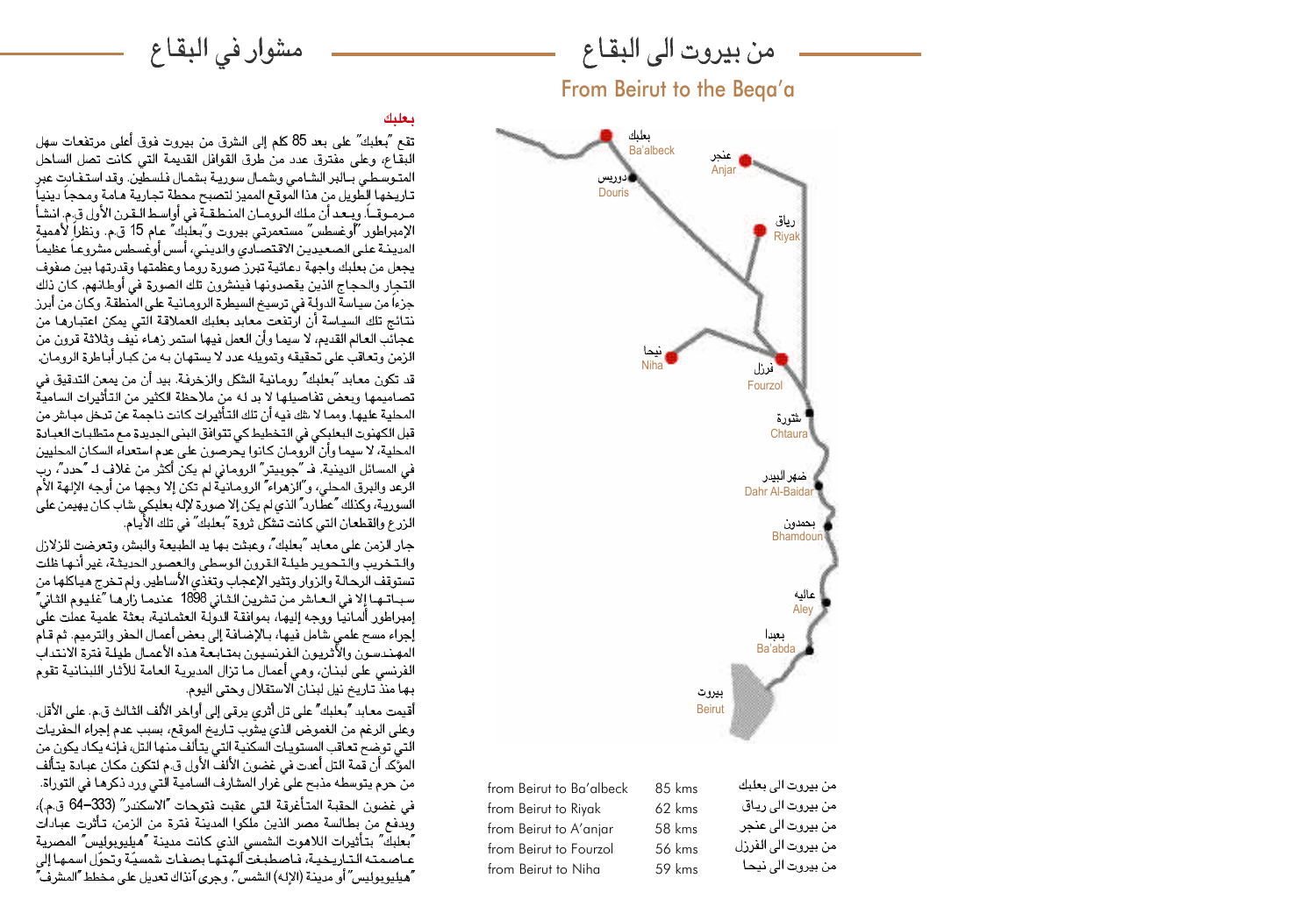# مشوار في البقاع

## بعلبك

تقع "بعلبك" على بعد 85 كلم إلى الشرق من بيروت فوق أعلى مرتفعات سهل البقاع، وعلى مفترق عدد من طرق القوافل القديمة التي كانت تصل الساحل المتوسطي بالبر الشامي وشمال سورية بشمال فلسطين. وقد استفادت عبر تاريخها الطويل من هذا الموقع المميز لتصبح محطة تجارية هامة ومحجاً دينياً مرموقاً. ويعد أن ملك الرومان المنطقة في أواسط القرن الأول ق.م. انشأ الإمبراطور "أوغسطس" مستعمرتي بيروت و"بعلبك" عام 15 ق.م. ونظراً لأهمية المدينة على الصعيدين الاقتصادي والديني، أسس أوغسطس مشروعاً عظيماً يجعل من بعلبك واجهة دعائية تبرز صورة روما وعظمتها وقدرتها بين صفوف التجار والحجاج الذين يقصدونها فينشرون تلك الصورة في أوطانهم. كان ذلك جزءاً من سياسة الدولة في ترسيخ السيطرة الرومانية على المنطقة. وكان من أبرز نتائج تلك السياسة أن ارتفعت معابد بعلبك العملاقة التي يمكن اعتبارها من عجائب العالم القديم، لا سيما وأن العمل فيها استمر زهاء نيف وثلاثة قرون من الزمن وتعاقب على تحقيقه وتمويله عدد لا يستهان به من كبار أباطرة الرومان.

قد تكون معابد "بعلبك" رومانية الشكل والزخرفة. بيد أن من يمعن التدقيق في تصاميمها وبعض تفاصيلها لا بد له من ملاحظة الكثير من التأثيرات السامية المحلية عليها. ومما لا شك فيه أن تلك التأثيرات كانت ناجمة عن تدخل مباشر من قبل الكهنوت البعلبكي في التخطيط كي تتوافق البنى الجديدة مع متطلبات العبادة المحلية، لا سيما وأن الرومان كانوا يحرصون على عدم استعداء السكان المحليين في المسائل الدينية. فـ "جوبيتر" الروماني لم يكن أكثر من غلاف لـ "حدد"، رب الرعد والبرق المحلي، و"الزهراء" الرومانية لم تكن إلا وجها من أوجه الإلهة الأم السورية، وكذلك "عطارد" الذي لم يكن إلا صورة لإله بعلبكي شاب كان يهيمن على الزرع والقطعان التي كانت تشكل ثروة "بعلبك" في تلك الأيام.

جار الزمن على معابد "بعلبك"، وعبثت بها يد الطبيعة والبشر، وتعرضت للزلازل والتخريب والتحوير طيلة القرون الوسطى والعصور الحديثة، غير أنها ظلت تستوقف الرحالة والزوار وتثير الإعجاب وتغذي الأساطير. ولم تخرج هياكلها من سباتها إلا في العاشر من تشرين الثاني 1898 عندما زارها "غليوم الثاني" إمبراطور ألمانيا ووجه إليها، بموافقة الدولة العثمانية، بعثة علمية عملت على إجراء مسح علمي شامل فيها، بالإضافة إلى بعض أعمال الحفر والترميم. ثم قام المهندسون والأثريون الفرنسيون بمتابعة هذه الأعمال طيلة فترة الانتداب الفرنسي على لبنان، وهي أعمال ما تزال المديرية العامة للآثار اللبنانية تقوم بها منذ تاريخ نيل لبنان الاستقلال وحتى اليوم.

أقيمت معابد "بعلبك" على تل أثري يرقى إلى أواخر الألف الثالث ق.م. على الأقل. وعلى الرغم من الغموض الذي يشوب تاريخ الموقع، بسبب عدم إجراء الحفريات التي توضح تعاقب المستويات السكنية التي يتألف منها التل، فإنه يكاد يكون من المؤكد أن قمة التل أعدت في غضون الألف الأول ق.م لتكون مكان عبادة يتألف من حرم يتوسطه مذبح على غرار المشارف السامية التي ورد ذكرها في التوراة.

في غضون الحقبة المتأغرقة التي عقبت فتوحات "الاسكندر" (333–64 ق.م.)، وبدفع من بطالسة مصر الذين ملكوا المدينة فترة من الزمن، تأثرت عبادات "بعلبك" بتأثيرات اللاهوت الشمسي الذي كانت مدينة "هيليوبوليس" المصرية عاصمته التاريخية، فاصطبغت آلهتها بصفات شمسيّة وتحوّل اسمها إلى "هيليوبوليس" أو مدينة (الإله) الشمس". وجرى آنذاك تعديل على مخطط "المشرف"

# من بيروت الى البقاع

## From Beirut to the Beqa'a

| | | |
|---|---|---|
| from Beirut to Ba'albeck | 85 kms | من بيروت الى بعلبك |
| from Beirut to Riyak | 62 kms | من بيروت الى رياق |
| from Beirut to A'anjar | 58 kms | من بيروت الى عنجر |
| from Beirut to Fourzol | 56 kms | من بيروت الى الفرزل |
| from Beirut to Niha | 59 kms | من بيروت الى نيحا |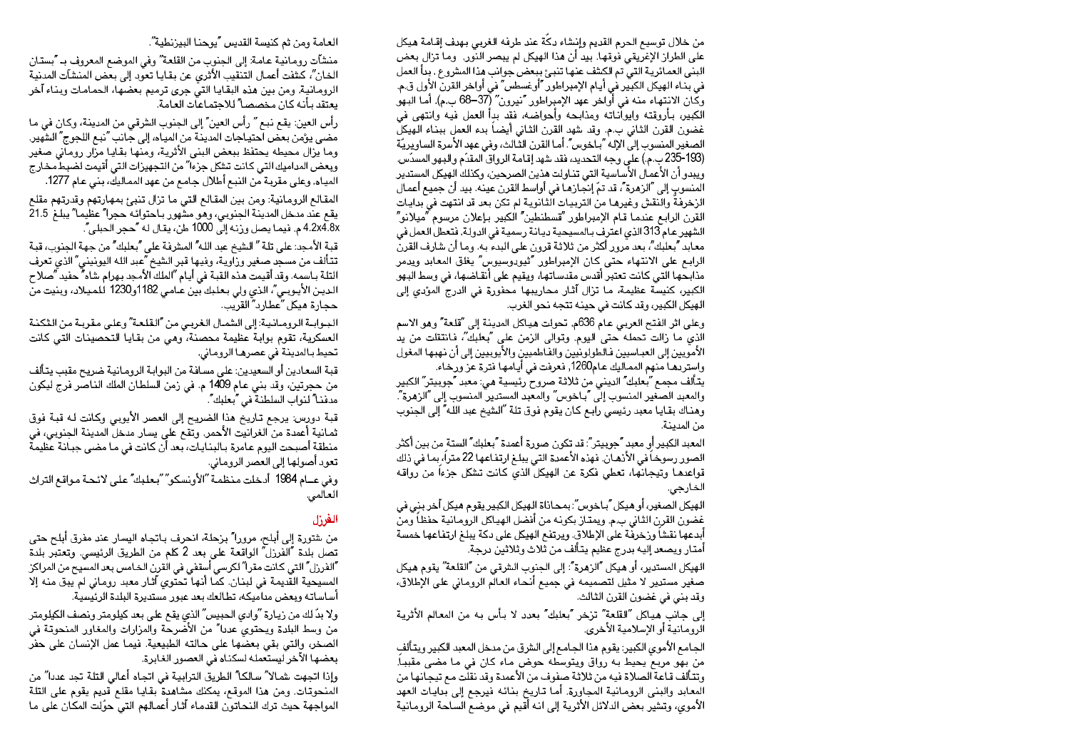من خلال توسيع الحرم القديم وإنشاء دكّة عند طرفه الغربي بهدف إقامة هيكل على الطراز الإغريقي فوقها. بيد أن هذا الهيكل لم يبصر النور. وما تزال بعض البنى العمائرية التي تم الكشف عنها تنبئ ببعض جوانب هذا المشروع. بدأ العمل في بناء الهيكل الكبير في أيام الإمبراطور "أوغسطس" في أواخر القرن الأول ق.م. وكان الانتهاء منه في أواخر عهد الإمبراطور "نيرون" (37–68 ب.م). أما البهو الكبير، بأروقته وإيواناته ومذابحه وأحواضه، فقد بدأ العمل فيه وانتهى في غضون القرن الثاني ب.م. وقد شهد القرن الثاني أيضاً بدء العمل ببناء الهيكل الصغير المنسوب إلى الإله "باخوس". أما القرن الثالث، وفي عهد الأسرة الساويريّة (193-235 ب.م.) على وجه التحديد، فقد شهد إقامة الرواق المقدّم والبهو المسدّس. ويبدو أن الأعمال الأساسية التي تناولت هذين الصرحين، وكذلك الهيكل المستدير المنسوب إلى "الزهرة"، قد تمّ إنجازها في أواسط القرن عينه. بيد أن جميع أعمال الزخرفة والنقش وغيرها من الترتيبات الثانوية لم تكن بعد قد انتهت في بدايات القرن الرابع عندما قام الإمبراطور "قسطنطين" الكبير بإعلان مرسوم "ميلانو" الشهير عام 313 الذي اعترف بالمسيحية ديانة رسمية في الدولة، فتعطل العمل في معابد "بعلبك"، بعد مرور أكثر من ثلاثة قرون على البدء به. وما أن شارف القرن الرابع على الانتهاء حتى كان الإمبراطور "ثيودوسيوس" يغلق المعابد ويدمر مذابحها التي كانت تعتبر أقدس مقدساتها، ويقيم على أنقاضها، في وسط البهو الكبير، كنيسة عظيمة، ما تزال آثار محاريبها محفورة في الدرج المؤدي إلى الهيكل الكبير، وقد كانت في حينه تتجه نحو الغرب.

وعلى اثر الفتح العربي عام 636م. تحولت هياكل المدينة إلى "قلعة" وهو الاسم الذي ما زالت تحمله حتى اليوم. وتوالى الزمن على "بعلبك"، فانتقلت من يد الأمويين إلى العباسيين فالطولونيين والفاطميين والأيوبيين إلى أن نهبها المغول واستردها منهم المماليك عام1260. فعرفت في أيامها فترة عز ورخاء.

يتألف مجمع "بعلبك" الديني من ثلاثة صروح رئيسية هي: معبد "جوبيتر" الكبير والمعبد الصغير المنسوب إلى "باخوس" والمعبد المستدير المنسوب إلى "الزهرة". وهناك بقايا معبد رئيسي رابع كان يقوم فوق تلة "الشيخ عبد الله" إلى الجنوب من المدينة.

المعبد الكبير أو معبد "جوبيتر": قد تكون صورة أعمدة "بعلبك" الستة من بين أكثر الصور رسوخاً في الأذهان. فهذه الأعمدة التي يبلغ ارتفاعها 22 متراً، بما في ذلك قواعدها وتيجانها، تعطي فكرة عن الهيكل الذي كانت تشكل جزءاً من رواقه الخارجي.

الهيكل الصغير، أو هيكل "باخوس": بمحاذاة الهيكل الكبير يقوم هيكل آخر بني في غضون القرن الثاني ب.م. ويمتاز بكونه من أفضل الهياكل الرومانية حفظاً ومن أبدعها نقشاً وزخرفة على الإطلاق. ويرتفع الهيكل على دكة يبلغ ارتفاعها خمسة أمتار ويصعد إليه بدرج عظيم يتألف من ثلاث وثلاثين درجة.

الهيكل المستدير، أو هيكل "الزهرة": إلى الجنوب الشرقي من "القلعة" يقوم هيكل صغير مستدير لا مثيل لتصميمه في جميع أنحاء العالم الروماني على الإطلاق، وقد بني في غضون القرن الثالث.

إلى جانب هياكل "القلعة" تزخر "بعلبك" بعدد لا بأس به من المعالم الأثرية الرومانية أو الإسلامية الأخرى.

الجامع الأموي الكبير: يقوم هذا الجامع إلى الشرق من مدخل المعبد الكبير ويتألف من بهو مربع يحيط به رواق ويتوسطه حوض ماء كان في ما مضى مقبباً. وتتألف قاعة الصلاة فيه من ثلاثة صفوف من الأعمدة وقد نقلت مع تيجانها من المعابد والبنى الرومانية المجاورة. أما تاريخ بنائه فيرجع إلى بدايات العهد الأموي، وتشير بعض الدلائل الأثرية إلى انه أقيم في موضع الساحة الرومانية العامة ومن ثم كنيسة القديس "يوحنا البيزنطية".

منشآت رومانية عامة: إلى الجنوب من القلعة" وفي الموضع المعروف بـ "بستان الخان"، كشفت أعمال التنقيب الأثري عن بقايا تعود إلى بعض المنشآت المدنية الرومانية. ومن بين هذه البقايا التي جرى ترميم بعضها، الحمامات وبناء آخر يعتقد بأنه كان مخصصاً للاجتماعات العامة.

رأس العين: يقع نبع " رأس العين" إلى الجنوب الشرقي من المدينة، وكان في ما مضى يؤمّن بعض احتياجات المدينة من المياه، إلى جانب "نبع اللجوج" الشهير. وما يزال محيطه يحتفظ ببعض البنى الأثرية، ومنها بقايا مزار روماني صغير وبعض المداميك التي كانت تشكل جزءاً" من التجهيزات التي أقيمت لضبط مخارج المياه. وعلى مقربة من النبع أطلال جامع من عهد المماليك، بني عام 1277.

المقالع الرومانية: ومن بين المقالع التي ما تزال تنبئ بمهارتهم وقدرتهم مقلع يقع عند مدخل المدينة الجنوبي، وهو مشهور باحتوائه حجراً" عظيماً" يبلغ 21.5 4.2x4.8x م. فيما يصل وزنه إلى 1000 طن، يقال له "حجر الحبلى".

قبة الأمجد: على تلة " الشيخ عبد الله" المشرفة على "بعلبك" من جهة الجنوب، قبة تتألف من مسجد صغير وزاوية، وفيها قبر الشيخ "عبد الله اليونيني" الذي تعرف التلة باسمه. وقد أقيمت هذه القبة في أيام "الملك الأمجد بهرام شاه" حفيد "صلاح الدين الأيوبي"، الذي ولي بعلبك بين عامي 1182و1230 للميلاد، وبنيت من حجارة هيكل "عطارد" القريب.

البوابة الرومانية: إلى الشمال الغربي من "القلعة" وعلى مقربة من الثكنة العسكرية، تقوم بوابة عظيمة محصنة، وهي من بقايا التحصينات التي كانت تحيط بالمدينة في عصرها الروماني.

قبة السعادين أو السعيدين: على مسافة من البوابة الرومانية ضريح مقبب يتألف من حجرتين، وقد بني عام 1409 م. في زمن السلطان الملك الناصر فرج ليكون مدفناً" لنواب السلطنة في "بعلبك".

قبة دورس: يرجع تاريخ هذا الضريح إلى العصر الأيوبي وكانت له قبة فوق ثمانية أعمدة من الغرانيت الأحمر. وتقع على يسار مدخل المدينة الجنوبي، في منطقة أصبحت اليوم عامرة بالبنايات، بعد أن كانت في ما مضى جبانة عظيمة تعود أصولها إلى العصر الروماني.

وفي عـام 1984 أدخلت منظمـة "الأونسكو" "بعلبك" على لائحـة مواقع التراث العالمي.

## الفرزل

من شتورة إلى أبلح، مروراً" بزحلة، انحرف باتجاه اليسار عند مفرق أبلح حتى تصل بلدة "الفرزل" الواقعة على بعد 2 كلم من الطريق الرئيسي. وتعتبر بلدة "الفرزل" التي كانت مقراً" لكرسي أسقفي في القرن الخامس بعد المسيح من المراكز المسيحية القديمة في لبنان. كما أنها تحتوي آثار معبد روماني لم يبق منه إلا أساساته وبعض مداميكه، تطالعك بعد عبور مستديرة البلدة الرئيسية.

ولا بدّ لك من زيارة "وادي الحبيس" الذي يقع على بعد كيلومتر ونصف الكيلومتر من وسط البلدة ويحتوي عدداً" من الأضرحة والمزارات والمغاور المنحوتة في الصخر، والتي بقي بعضها على حالته الطبيعية. فيما عمل الإنسان على حفر بعضها الآخر ليستعمله لسكناه في العصور الغابرة.

وإذا اتجهت شمالاً" سالكاً" الطريق الترابية في اتجاه أعالي التلة تجد عدداً" من المنحوتات. ومن هذا الموقع، يمكنك مشاهدة بقايا مقلع قديم يقوم على التلة المواجهة حيث ترك النحاتون القدماء آثار أعمالهم التي حوّلت المكان على ما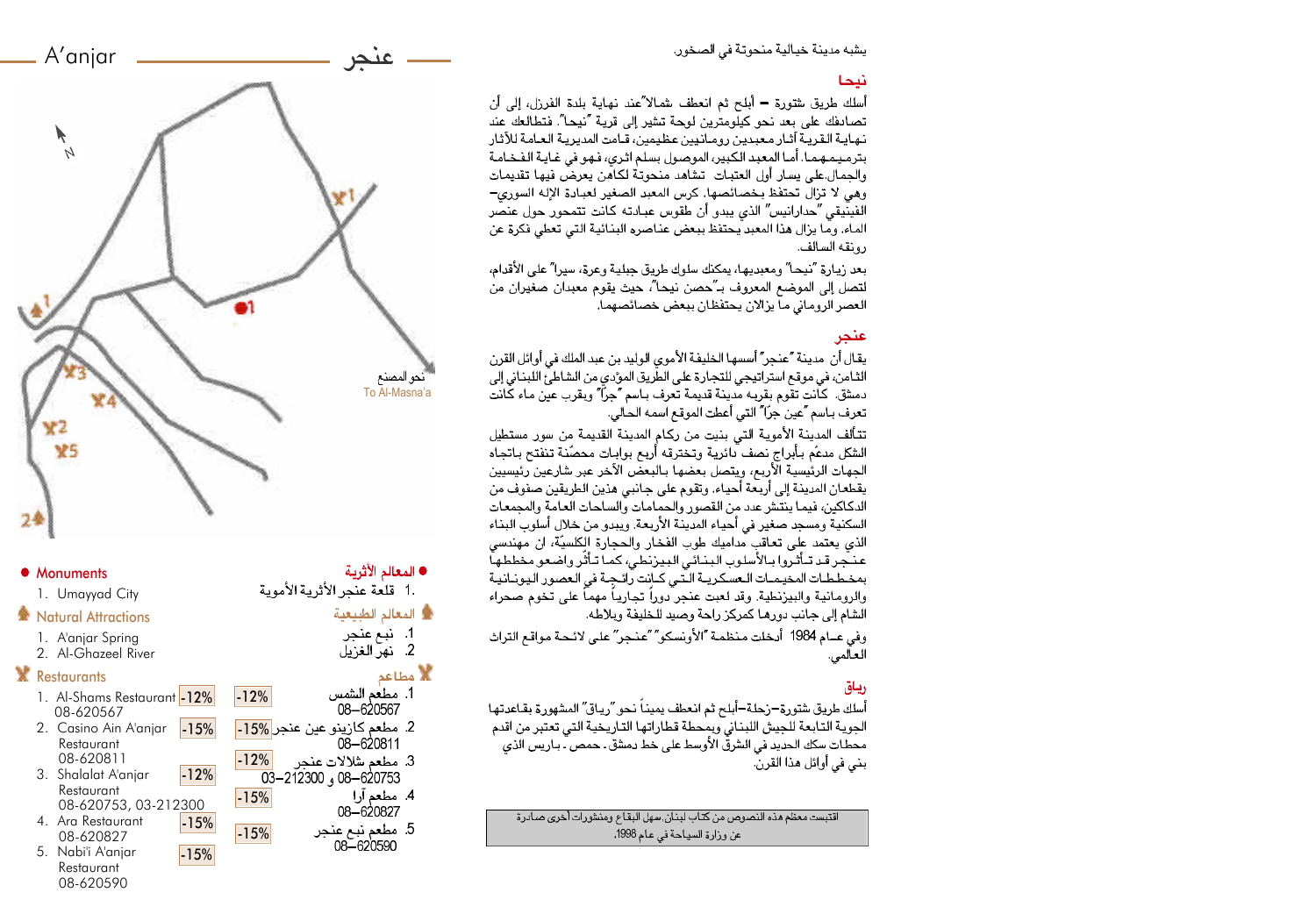## A'anjar — عنجر

نحو المصنع
To Al-Masna'a

● **Monuments**

1. Umayyad City

**Natural Attractions**

1. A'anjar Spring
2. Al-Ghazeel River

**Restaurants**

1. Al-Shams Restaurant -12%
   08-620567
2. Casino Ain A'anjar Restaurant -15%
   08-620811
3. Shalalat A'anjar Restaurant -12%
   08-620753, 03-212300
4. Ara Restaurant -15%
   08-620827
5. Nabi'i A'anjar Restaurant -15%
   08-620590

● **المعالم الأثرية**

1. قلعة عنجر الأثرية الأموية

**المعالم الطبيعية**

1. نبع عنجر
2. نهر الغزيل

**مطاعم**

1. مطعم الشمس -12%
   08–620567
2. مطعم كازينو عين عنجر -15%
   08–620811
3. مطعم شلالات عنجر -12%
   08–620753 و 03–212300
4. مطعم آرا -15%
   08–620827
5. مطعم نبع عنجر -15%
   08–620590

يشبه مدينة خيالية منحوتة في الصخور.

### نيحا

أسلك طريق شتورة – أبلح ثم انعطف شمالاً عند نهاية بلدة الفرزل، إلى أن تصادفك على بعد نحو كيلومترين لوحة تشير إلى قرية "نيحا". فتطالعك عند نهاية القرية آثار معبدين رومانيين عظيمين، قامت المديرية العامة للآثار بترميمهما. أما المعبد الكبير، الموصول بسلم اثري، فهو في غاية الفخامة والجمال. على يسار أول العتبات تشاهد منحوتة لكاهن يعرض فيها تقديمات وهي لا تزال تحتفظ بخصائصها. كرس المعبد الصغير لعبادة الإله السوري–الفينيقي "حدارانيس" الذي يبدو أن طقوس عبادته كانت تتمحور حول عنصر الماء. وما يزال هذا المعبد يحتفظ ببعض عناصره البنائية التي تعطي فكرة عن رونقه السالف.

بعد زيارة "نيحا" ومعبديها، يمكنك سلوك طريق جبلية وعرة، سيراً على الأقدام، لتصل إلى الموضع المعروف بـ"حصن نيحا"، حيث يقوم معبدان صغيران من العصر الروماني ما يزالان يحتفظان ببعض خصائصهما.

### عنجر

يقال أن مدينة "عنجر" أسسها الخليفة الأموي الوليد بن عبد الملك في أوائل القرن الثامن، في موقع استراتيجي للتجارة على الطريق المؤدي من الشاطئ اللبناني إلى دمشق. كانت تقوم بقربه مدينة قديمة تعرف باسم "جرّا" ويقرب عين ماء كانت تعرف باسم "عين جرّا" التي أعطت الموقع اسمه الحالي.

تتألف المدينة الأموية التي بنيت من ركام المدينة القديمة من سور مستطيل الشكل مدعّم بأبراج نصف دائرية وتخترقه أربع بوابات محصّنة تنفتح باتجاه الجهات الرئيسية الأربع، ويتصل بعضها بالبعض الآخر عبر شارعين رئيسيين يقطعان المدينة إلى أربعة أحياء. وتقوم على جانبي هذين الطريقين صفوف من الدكاكين، فيما ينتشر عدد من القصور والحمامات والساحات العامة والمجمعات السكنية ومسجد صغير في أحياء المدينة الأربعة. ويبدو من خلال أسلوب البناء الذي يعتمد على تعاقب مداميك طوب الفخار والحجارة الكلسيّة، ان مهندسي عنجر قد تأثروا بالأسلوب البنائي البيزنطي، كما تأثر واضعو مخططها بمخططات المخيمات العسكرية التي كانت رائجة في العصور اليونانية والرومانية والبيزنطية. وقد لعبت عنجر دوراً تجارياً مهماً على تخوم صحراء الشام إلى جانب دورها كمركز راحة وصيد للخليفة وبلاطه.

وفي عام 1984 أدخلت منظمة "الأونسكو" "عنجر" على لائحة مواقع التراث العالمي.

### رياق

أسلك طريق شتورة–زحلة–أبلح ثم انعطف يميناً نحو "رياق" المشهورة بقاعدتها الجوية التابعة للجيش اللبناني وبمحطة قطاراتها التاريخية التي تعتبر من اقدم محطات سكك الحديد في الشرق الأوسط على خط دمشق ـ حمص ـ باريس الذي بني في أوائل هذا القرن.

اقتبست معظم هذه النصوص من كتاب لبنان، سهل البقاع ومنشورات أخرى صادرة عن وزارة السياحة في عام 1998.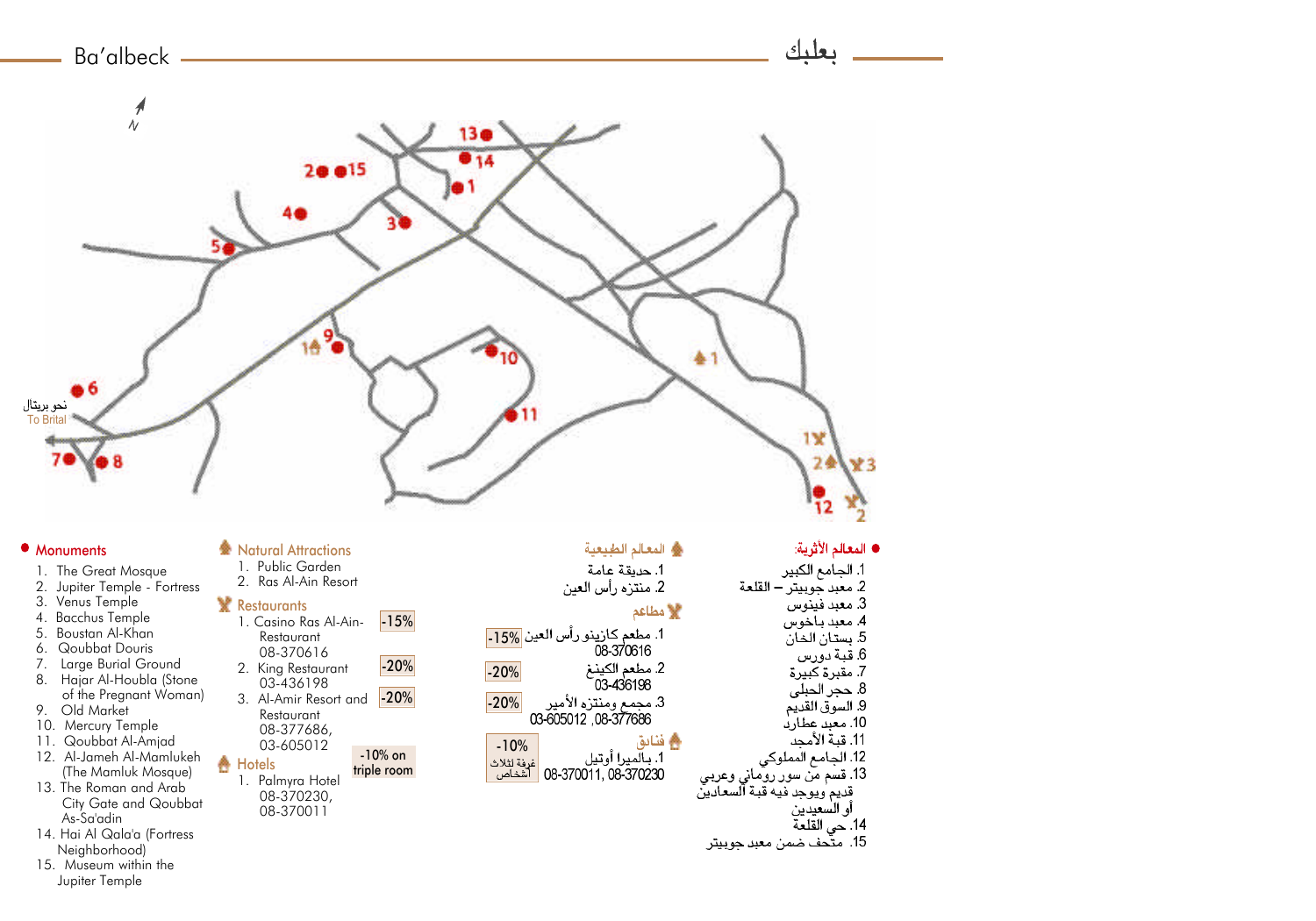# Ba'albeck

# بعلبك

نحو بريتال
To Brital

## Monuments

1. The Great Mosque
2. Jupiter Temple - Fortress
3. Venus Temple
4. Bacchus Temple
5. Boustan Al-Khan
6. Qoubbat Douris
7. Large Burial Ground
8. Hajar Al-Houbla (Stone of the Pregnant Woman)
9. Old Market
10. Mercury Temple
11. Qoubbat Al-Amjad
12. Al-Jameh Al-Mamlukeh (The Mamluk Mosque)
13. The Roman and Arab City Gate and Qoubbat As-Sa'adin
14. Hai Al Qala'a (Fortress Neighborhood)
15. Museum within the Jupiter Temple

## Natural Attractions

1. Public Garden
2. Ras Al-Ain Resort

## Restaurants

1. Casino Ras Al-Ain-Restaurant 08-370616 — -15%
2. King Restaurant 03-436198 — -20%
3. Al-Amir Resort and Restaurant 08-377686, 03-605012 — -20%

## Hotels

1. Palmyra Hotel 08-370230, 08-370011 — -10% on triple room

## المعالم الطبيعية

1. حديقة عامة
2. منتزه رأس العين

## مطاعم

1. مطعم كازينو رأس العين 08-370616 — 15%-
2. مطعم الكينغ 03-436198 — 20%-
3. مجمع ومنتزه الأمير 08-377686 ,03-605012 — 20%-

## فنادق

1. بالميرا أوتيل 08-370011, 08-370230 — 10%- غرفة لثلاث أشخاص

## المعالم الأثرية:

1. الجامع الكبير
2. معبد جوبيتر – القلعة
3. معبد فينوس
4. معبد باخوس
5. بستان الخان
6. قبة دورس
7. مقبرة كبيرة
8. حجر الحبلى
9. السوق القديم
10. معبد عطارد
11. قبة الأمجد
12. الجامع المملوكي
13. قسم من سور روماني وعربي قديم ويوجد فيه قبة السعادين أو السعيدين
14. حي القلعة
15. متحف ضمن معبد جوبيتر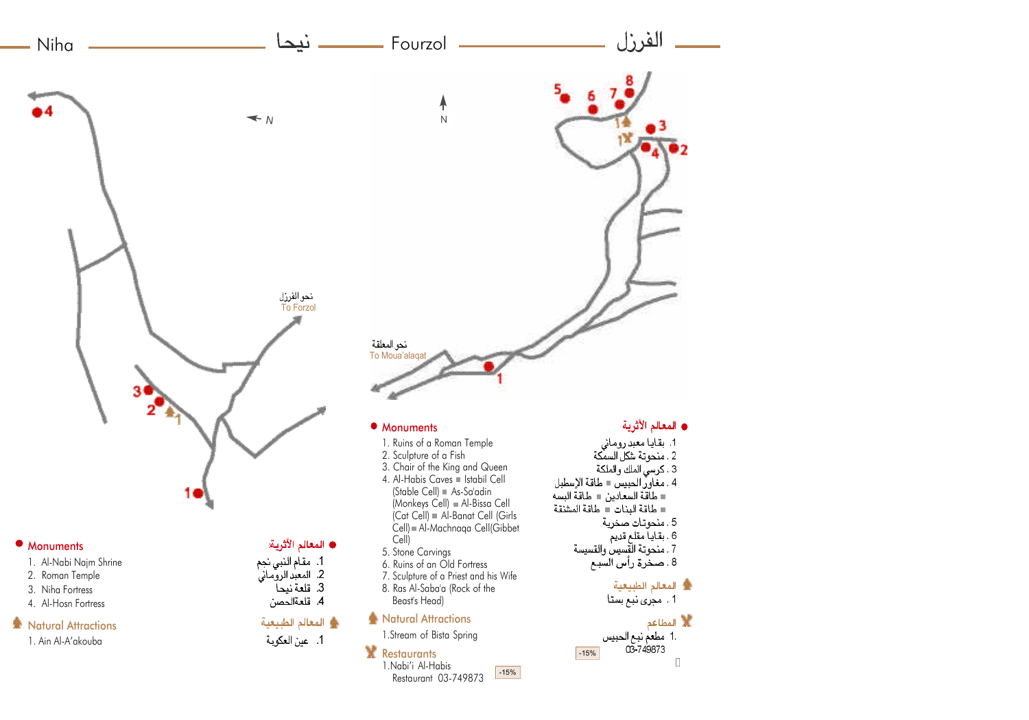## Niha — نيحا

نحو الفرزل
To Forzol

### ● Monuments

1. Al-Nabi Najm Shrine
2. Roman Temple
3. Niha Fortress
4. Al-Hosn Fortress

### ● المعالم الأثرية

1. مقام النبي نجم
2. المعبد الروماني
3. قلعة نيحا
4. قلعةالحصن

### Natural Attractions

1. Ain Al-A'akouba

### المعالم الطبيعية

1. عين العكوبة

## Fourzol — الفرزل

نحو المعلقة
To Moua'alaqat

### ● Monuments

1. Ruins of a Roman Temple
2. Sculpture of a Fish
3. Chair of the King and Queen
4. Al-Habis Caves ■ Istabil Cell (Stable Cell) ■ As-Sa'adin (Monkeys Cell) ■ Al-Bissa Cell (Cat Cell) ■ Al-Banat Cell (Girls Cell) ■ Al-Machnaqa Cell(Gibbet Cell)
5. Stone Carvings
6. Ruins of an Old Fortress
7. Sculpture of a Priest and his Wife
8. Ras Al-Saba'a (Rock of the Beast's Head)

### ● المعالم الأثرية

1. بقايا معبد روماني
2. منحوتة شكل السمكة
3. كرسي الملك والملكة
4. مغاور الحبيس ■ طاقة الإسطبل ■ طاقة السعادين ■ طاقة البسه ■ طاقة البنات ■ طاقة المشنقة
5. منحوتات صخرية
6. بقايا مقلع قديم
7. منحوتة القسيس والقسيسة
8. صخرة رأس السبع

### Natural Attractions

1. Stream of Bista Spring

### المعالم الطبيعية

1. مجرى نبع بستا

### Restaurants

1. Nabi'i Al-Habis Restaurant 03-749873 -15%

### المطاعم

1. مطعم نبع الحبيس 03-749873 -15%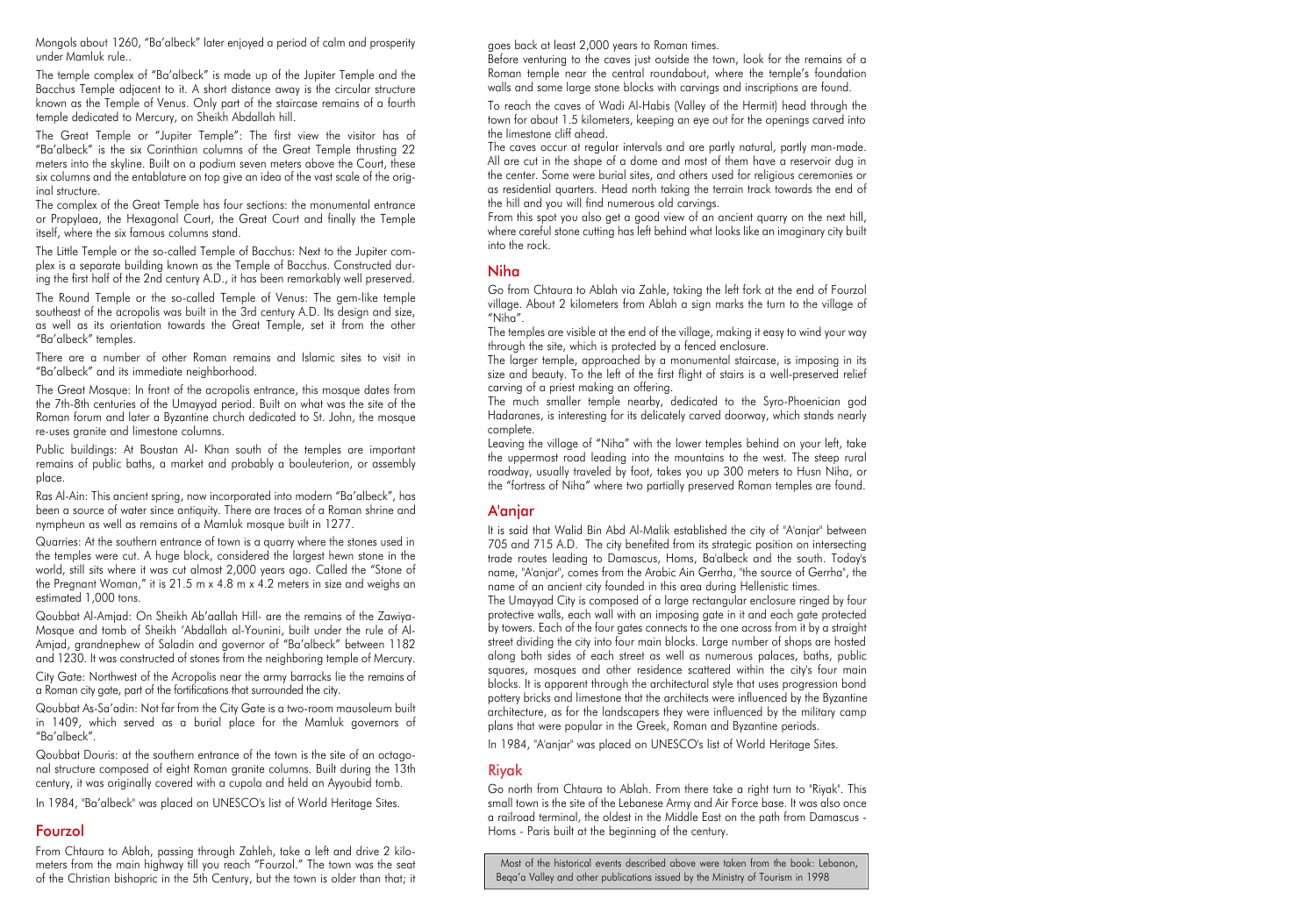Mongols about 1260, "Ba'albeck" later enjoyed a period of calm and prosperity under Mamluk rule..

The temple complex of "Ba'albeck" is made up of the Jupiter Temple and the Bacchus Temple adjacent to it. A short distance away is the circular structure known as the Temple of Venus. Only part of the staircase remains of a fourth temple dedicated to Mercury, on Sheikh Abdallah hill.

The Great Temple or "Jupiter Temple": The first view the visitor has of "Ba'albeck" is the six Corinthian columns of the Great Temple thrusting 22 meters into the skyline. Built on a podium seven meters above the Court, these six columns and the entablature on top give an idea of the vast scale of the original structure.

The complex of the Great Temple has four sections: the monumental entrance or Propylaea, the Hexagonal Court, the Great Court and finally the Temple itself, where the six famous columns stand.

The Little Temple or the so-called Temple of Bacchus: Next to the Jupiter complex is a separate building known as the Temple of Bacchus. Constructed during the first half of the 2nd century A.D., it has been remarkably well preserved.

The Round Temple or the so-called Temple of Venus: The gem-like temple southeast of the acropolis was built in the 3rd century A.D. Its design and size, as well as its orientation towards the Great Temple, set it from the other "Ba'albeck" temples.

There are a number of other Roman remains and Islamic sites to visit in "Ba'albeck" and its immediate neighborhood.

The Great Mosque: In front of the acropolis entrance, this mosque dates from the 7th-8th centuries of the Umayyad period. Built on what was the site of the Roman forum and later a Byzantine church dedicated to St. John, the mosque re-uses granite and limestone columns.

Public buildings: At Boustan Al- Khan south of the temples are important remains of public baths, a market and probably a bouleuterion, or assembly place.

Ras Al-Ain: This ancient spring, now incorporated into modern "Ba'albeck", has been a source of water since antiquity. There are traces of a Roman shrine and nympheun as well as remains of a Mamluk mosque built in 1277.

Quarries: At the southern entrance of town is a quarry where the stones used in the temples were cut. A huge block, considered the largest hewn stone in the world, still sits where it was cut almost 2,000 years ago. Called the "Stone of the Pregnant Woman," it is 21.5 m x 4.8 m x 4.2 meters in size and weighs an estimated 1,000 tons.

Qoubbat Al-Amjad: On Sheikh Ab'aallah Hill- are the remains of the Zawiya-Mosque and tomb of Sheikh 'Abdallah al-Younini, built under the rule of Al-Amjad, grandnephew of Saladin and governor of "Ba'albeck" between 1182 and 1230. It was constructed of stones from the neighboring temple of Mercury.

City Gate: Northwest of the Acropolis near the army barracks lie the remains of a Roman city gate, part of the fortifications that surrounded the city.

Qoubbat As-Sa'adin: Not far from the City Gate is a two-room mausoleum built in 1409, which served as a burial place for the Mamluk governors of "Ba'albeck".

Qoubbat Douris: at the southern entrance of the town is the site of an octagonal structure composed of eight Roman granite columns. Built during the 13th century, it was originally covered with a cupola and held an Ayyoubid tomb.

In 1984, "Ba'albeck" was placed on UNESCO's list of World Heritage Sites.

## Fourzol

From Chtaura to Ablah, passing through Zahleh, take a left and drive 2 kilometers from the main highway till you reach "Fourzol." The town was the seat of the Christian bishopric in the 5th Century, but the town is older than that; it goes back at least 2,000 years to Roman times.

Before venturing to the caves just outside the town, look for the remains of a Roman temple near the central roundabout, where the temple's foundation walls and some large stone blocks with carvings and inscriptions are found.

To reach the caves of Wadi Al-Habis (Valley of the Hermit) head through the town for about 1.5 kilometers, keeping an eye out for the openings carved into the limestone cliff ahead.

The caves occur at regular intervals and are partly natural, partly man-made. All are cut in the shape of a dome and most of them have a reservoir dug in the center. Some were burial sites, and others used for religious ceremonies or as residential quarters. Head north taking the terrain track towards the end of the hill and you will find numerous old carvings.

From this spot you also get a good view of an ancient quarry on the next hill, where careful stone cutting has left behind what looks like an imaginary city built into the rock.

## Niha

Go from Chtaura to Ablah via Zahle, taking the left fork at the end of Fourzol village. About 2 kilometers from Ablah a sign marks the turn to the village of "Niha".

The temples are visible at the end of the village, making it easy to wind your way through the site, which is protected by a fenced enclosure.

The larger temple, approached by a monumental staircase, is imposing in its size and beauty. To the left of the first flight of stairs is a well-preserved relief carving of a priest making an offering.

The much smaller temple nearby, dedicated to the Syro-Phoenician god Hadaranes, is interesting for its delicately carved doorway, which stands nearly complete.

Leaving the village of "Niha" with the lower temples behind on your left, take the uppermost road leading into the mountains to the west. The steep rural roadway, usually traveled by foot, takes you up 300 meters to Husn Niha, or the "fortress of Niha" where two partially preserved Roman temples are found.

## A'anjar

It is said that Walid Bin Abd Al-Malik established the city of "A'anjar" between 705 and 715 A.D. The city benefited from its strategic position on intersecting trade routes leading to Damascus, Homs, Ba'albeck and the south. Today's name, "A'anjar", comes from the Arabic Ain Gerrha, "the source of Gerrha", the name of an ancient city founded in this area during Hellenistic times.

The Umayyad City is composed of a large rectangular enclosure ringed by four protective walls, each wall with an imposing gate in it and each gate protected by towers. Each of the four gates connects to the one across from it by a straight street dividing the city into four main blocks. Large number of shops are hosted along both sides of each street as well as numerous palaces, baths, public squares, mosques and other residence scattered within the city's four main blocks. It is apparent through the architectural style that uses progression bond pottery bricks and limestone that the architects were influenced by the Byzantine architecture, as for the landscapers they were influenced by the military camp plans that were popular in the Greek, Roman and Byzantine periods.

In 1984, "A'anjar" was placed on UNESCO's list of World Heritage Sites.

## Riyak

Go north from Chtaura to Ablah. From there take a right turn to "Riyak". This small town is the site of the Lebanese Army and Air Force base. It was also once a railroad terminal, the oldest in the Middle East on the path from Damascus - Homs - Paris built at the beginning of the century.

Most of the historical events described above were taken from the book: Lebanon, Beqa'a Valley and other publications issued by the Ministry of Tourism in 1998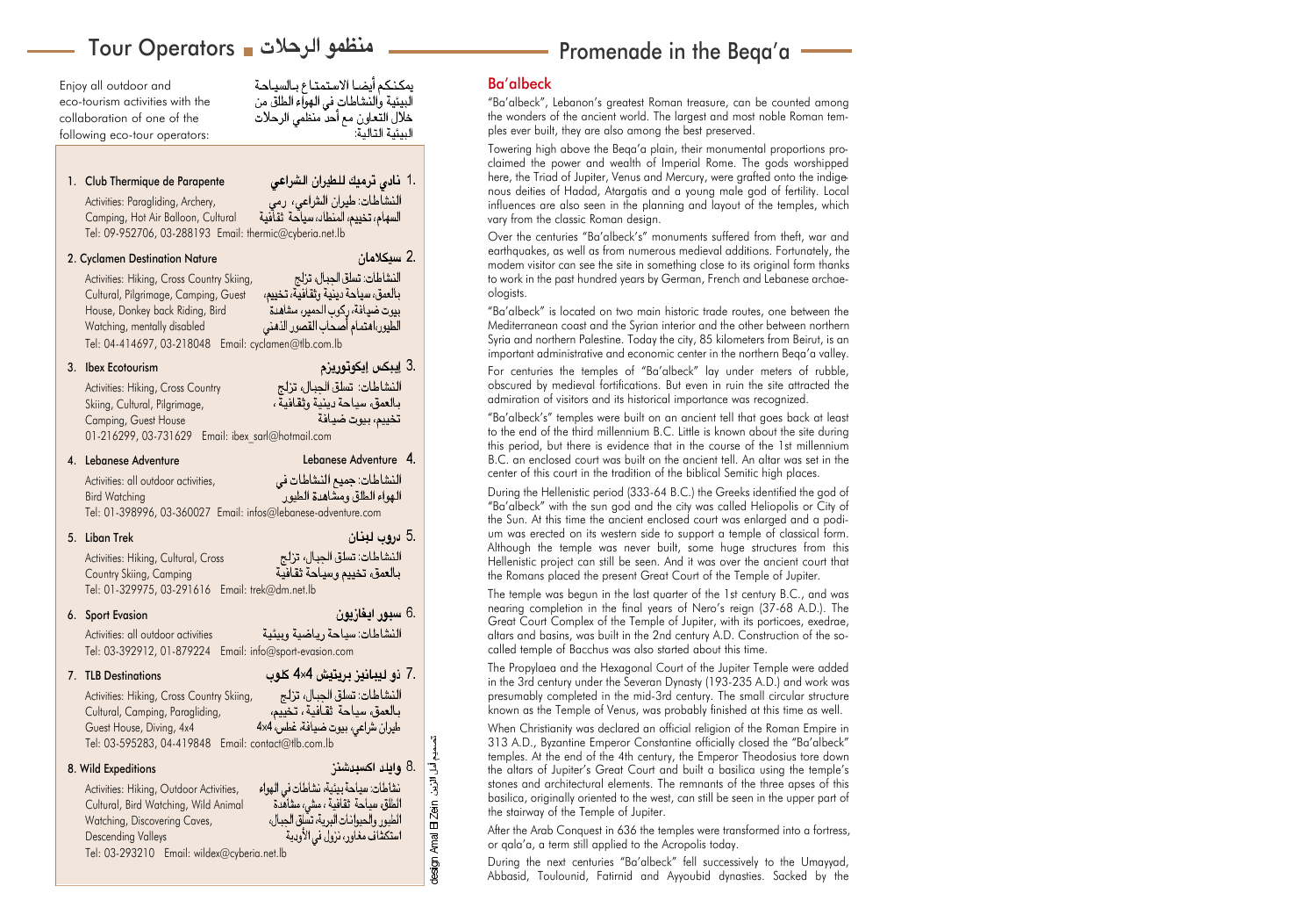## Tour Operators ■ منظمو الرحلات

Enjoy all outdoor and eco-tourism activities with the collaboration of one of the following eco-tour operators:

يمكنكم أيضا الاستمتاع بالسياحة البيئية والنشاطات في الهواء الطلق من خلال التعاون مع أحد منظمي الرحلات البيئية التالية:

**1. Club Thermique de Parapente** — 1. نادي ترميك للطيران الشراعي

Activities: Paragliding, Archery, Camping, Hot Air Balloon, Cultural

النشاطات: طيران الشراعي، رمي السهام، تخييم، المنطاد، سياحة ثقافية

Tel: 09-952706, 03-288193 Email: thermic@cyberia.net.lb

**2. Cyclamen Destination Nature** — 2. سيكلامان

Activities: Hiking, Cross Country Skiing, Cultural, Pilgrimage, Camping, Guest House, Donkey back Riding, Bird Watching, mentally disabled

النشاطات: تسلق الجبال، تزلج بالعمق، سياحة دينية وثقافية، تخييم، بيوت ضيافة، ركوب الحمير، مشاهدة الطيور، اهتمام أصحاب القصور الذهني

Tel: 04-414697, 03-218048 Email: cyclamen@tlb.com.lb

**3. Ibex Ecotourism** — 3. إيبكس إيكوتوريزم

Activities: Hiking, Cross Country Skiing, Cultural, Pilgrimage, Camping, Guest House

النشاطات: تسلق الجبال، تزلج بالعمق، سياحة دينية وثقافية، تخييم، بيوت ضيافة

01-216299, 03-731629 Email: ibex_sarl@hotmail.com

**4. Lebanese Adventure** — 4. Lebanese Adventure

Activities: all outdoor activities, Bird Watching

النشاطات: جميع النشاطات في الهواء الطلق ومشاهدة الطيور

Tel: 01-398996, 03-360027 Email: infos@lebanese-adventure.com

**5. Liban Trek** — 5. دروب لبنان

Activities: Hiking, Cultural, Cross Country Skiing, Camping

النشاطات: تسلق الجبال، تزلج بالعمق، تخييم وسياحة ثقافية

Tel: 01-329975, 03-291616 Email: trek@dm.net.lb

**6. Sport Evasion** — 6. سبور ايفازيون

Activities: all outdoor activities

النشاطات: سياحة رياضية وبيئية

Tel: 03-392912, 01-879224 Email: info@sport-evasion.com

**7. TLB Destinations** — 7. ذو ليبانيز بريتيش 4×4 كلوب

Activities: Hiking, Cross Country Skiing, Cultural, Camping, Paragliding, Guest House, Diving, 4x4

النشاطات: تسلق الجبال، تزلج بالعمق، سياحة ثقافية، تخييم، طيران شراعي، بيوت ضيافة، غطس، 4x4

Tel: 03-595283, 04-419848 Email: contact@tlb.com.lb

**8. Wild Expeditions** — 8. وايلد اكسبدشنز

Activities: Hiking, Outdoor Activities, Cultural, Bird Watching, Wild Animal Watching, Discovering Caves, Descending Valleys

نشاطات: سياحة بيئية، نشاطات في الهواء الطلق سياحة ثقافية، مشي، مشاهدة الطيور والحيوانات البرية، تسلق الجبال، استكشاف مغاور، نزول في الأودية

Tel: 03-293210 Email: wildex@cyberia.net.lb

design Amal El Zein تصميم أمل الزين

## Promenade in the Beqa'a

### Ba'albeck

"Ba'albeck", Lebanon's greatest Roman treasure, can be counted among the wonders of the ancient world. The largest and most noble Roman temples ever built, they are also among the best preserved.

Towering high above the Beqa'a plain, their monumental proportions proclaimed the power and wealth of Imperial Rome. The gods worshipped here, the Triad of Jupiter, Venus and Mercury, were grafted onto the indigenous deities of Hadad, Atargatis and a young male god of fertility. Local influences are also seen in the planning and layout of the temples, which vary from the classic Roman design.

Over the centuries "Ba'albeck's" monuments suffered from theft, war and earthquakes, as well as from numerous medieval additions. Fortunately, the modern visitor can see the site in something close to its original form thanks to work in the past hundred years by German, French and Lebanese archaeologists.

"Ba'albeck" is located on two main historic trade routes, one between the Mediterranean coast and the Syrian interior and the other between northern Syria and northern Palestine. Today the city, 85 kilometers from Beirut, is an important administrative and economic center in the northern Beqa'a valley.

For centuries the temples of "Ba'albeck" lay under meters of rubble, obscured by medieval fortifications. But even in ruin the site attracted the admiration of visitors and its historical importance was recognized.

"Ba'albeck's" temples were built on an ancient tell that goes back at least to the end of the third millennium B.C. Little is known about the site during this period, but there is evidence that in the course of the 1st millennium B.C. an enclosed court was built on the ancient tell. An altar was set in the center of this court in the tradition of the biblical Semitic high places.

During the Hellenistic period (333-64 B.C.) the Greeks identified the god of "Ba'albeck" with the sun god and the city was called Heliopolis or City of the Sun. At this time the ancient enclosed court was enlarged and a podium was erected on its western side to support a temple of classical form. Although the temple was never built, some huge structures from this Hellenistic project can still be seen. And it was over the ancient court that the Romans placed the present Great Court of the Temple of Jupiter.

The temple was begun in the last quarter of the 1st century B.C., and was nearing completion in the final years of Nero's reign (37-68 A.D.). The Great Court Complex of the Temple of Jupiter, with its porticoes, exedrae, altars and basins, was built in the 2nd century A.D. Construction of the so-called temple of Bacchus was also started about this time.

The Propylaea and the Hexagonal Court of the Jupiter Temple were added in the 3rd century under the Severan Dynasty (193-235 A.D.) and work was presumably completed in the mid-3rd century. The small circular structure known as the Temple of Venus, was probably finished at this time as well.

When Christianity was declared an official religion of the Roman Empire in 313 A.D., Byzantine Emperor Constantine officially closed the "Ba'albeck" temples. At the end of the 4th century, the Emperor Theodosius tore down the altars of Jupiter's Great Court and built a basilica using the temple's stones and architectural elements. The remnants of the three apses of this basilica, originally oriented to the west, can still be seen in the upper part of the stairway of the Temple of Jupiter.

After the Arab Conquest in 636 the temples were transformed into a fortress, or qala'a, a term still applied to the Acropolis today.

During the next centuries "Ba'albeck" fell successively to the Umayyad, Abbasid, Toulounid, Fatimid and Ayyoubid dynasties. Sacked by the